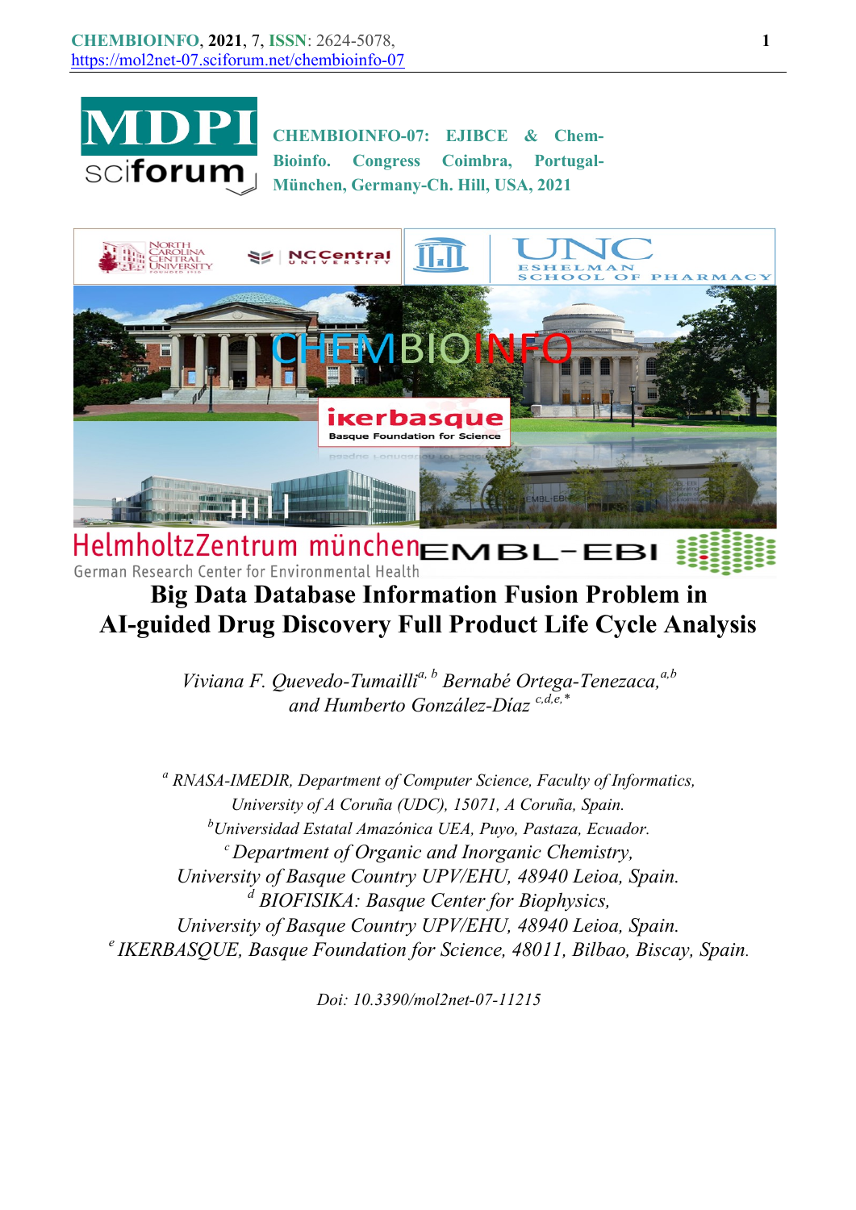CHEMBIOINFO-07: EJIBCE & Chem-Bioinfo. Congress Coimbra, Portugal-München, Germany-Ch. Hill, USA, 2021

# Big Data Database Information Fusion Problem in AI-guided Drug Discovery Full Product Life Cycle Analysis

*Viviana F. Quevedo-Tumailli*[a, b] *Bernabé Ortega-Tenezaca,*[a,b] *and Humberto González-Díaz*[c,d,e,*]

[a] *RNASA-IMEDIR, Department of Computer Science, Faculty of Informatics, University of A Coruña (UDC), 15071, A Coruña, Spain.*

[b] *Universidad Estatal Amazónica UEA, Puyo, Pastaza, Ecuador.*

[c] *Department of Organic and Inorganic Chemistry, University of Basque Country UPV/EHU, 48940 Leioa, Spain.*

[d] *BIOFISIKA: Basque Center for Biophysics, University of Basque Country UPV/EHU, 48940 Leioa, Spain.*

[e] *IKERBASQUE, Basque Foundation for Science, 48011, Bilbao, Biscay, Spain.*

*Doi: 10.3390/mol2net-07-11215*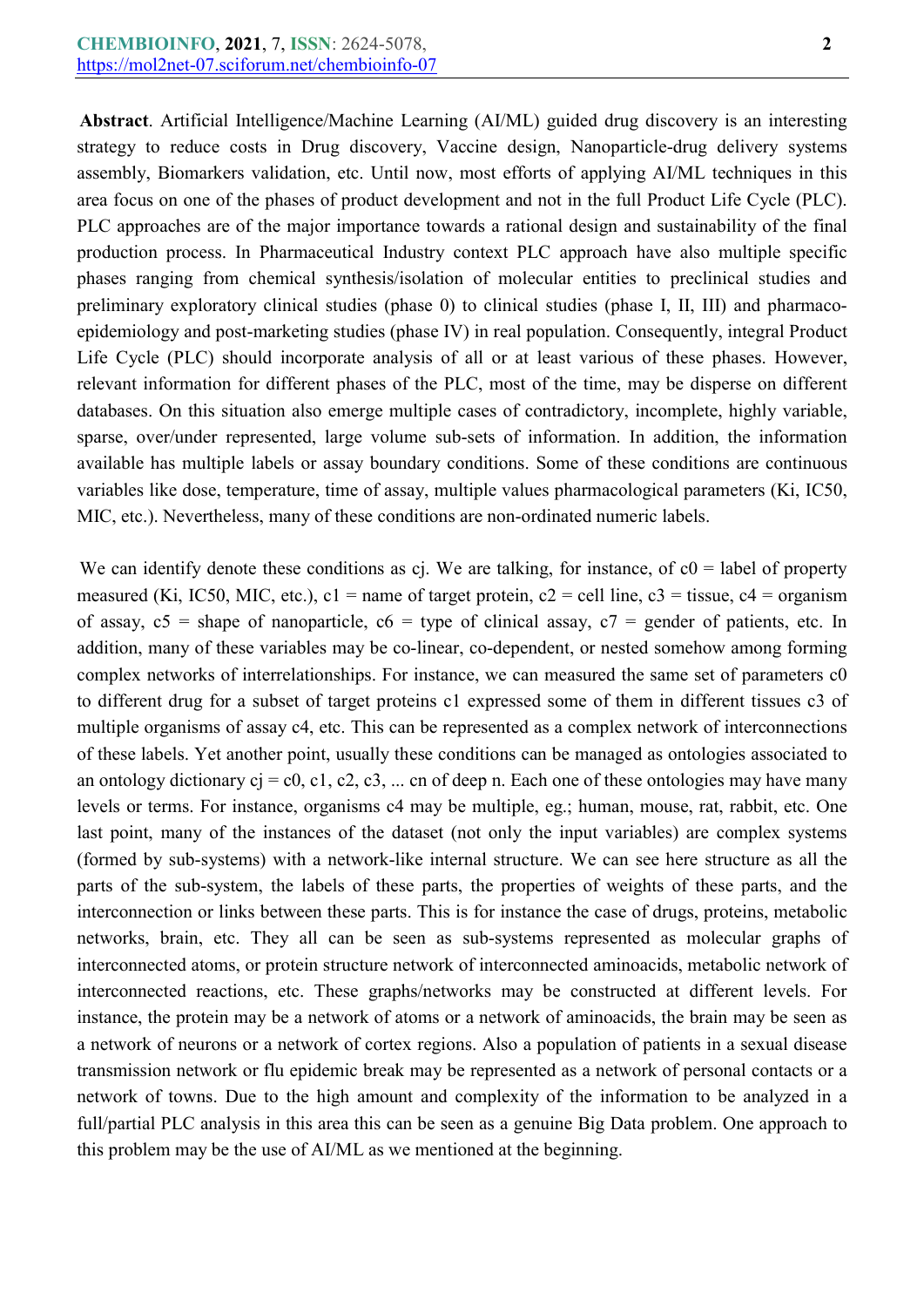**Abstract**. Artificial Intelligence/Machine Learning (AI/ML) guided drug discovery is an interesting strategy to reduce costs in Drug discovery, Vaccine design, Nanoparticle-drug delivery systems assembly, Biomarkers validation, etc. Until now, most efforts of applying AI/ML techniques in this area focus on one of the phases of product development and not in the full Product Life Cycle (PLC). PLC approaches are of the major importance towards a rational design and sustainability of the final production process. In Pharmaceutical Industry context PLC approach have also multiple specific phases ranging from chemical synthesis/isolation of molecular entities to preclinical studies and preliminary exploratory clinical studies (phase 0) to clinical studies (phase I, II, III) and pharmaco-epidemiology and post-marketing studies (phase IV) in real population. Consequently, integral Product Life Cycle (PLC) should incorporate analysis of all or at least various of these phases. However, relevant information for different phases of the PLC, most of the time, may be disperse on different databases. On this situation also emerge multiple cases of contradictory, incomplete, highly variable, sparse, over/under represented, large volume sub-sets of information. In addition, the information available has multiple labels or assay boundary conditions. Some of these conditions are continuous variables like dose, temperature, time of assay, multiple values pharmacological parameters (Ki, IC50, MIC, etc.). Nevertheless, many of these conditions are non-ordinated numeric labels.

We can identify denote these conditions as $c_j$. We are talking, for instance, of $c_0$ = label of property measured (Ki, IC50, MIC, etc.), $c_1$ = name of target protein, $c_2$ = cell line, $c_3$ = tissue, $c_4$ = organism of assay, $c_5$ = shape of nanoparticle, $c_6$ = type of clinical assay, $c_7$ = gender of patients, etc. In addition, many of these variables may be co-linear, co-dependent, or nested somehow among forming complex networks of interrelationships. For instance, we can measured the same set of parameters $c_0$ to different drug for a subset of target proteins $c_1$ expressed some of them in different tissues $c_3$ of multiple organisms of assay $c_4$, etc. This can be represented as a complex network of interconnections of these labels. Yet another point, usually these conditions can be managed as ontologies associated to an ontology dictionary $c_j = c_0, c_1, c_2, c_3, \ldots c_n$ of deep n. Each one of these ontologies may have many levels or terms. For instance, organisms $c_4$ may be multiple, eg.; human, mouse, rat, rabbit, etc. One last point, many of the instances of the dataset (not only the input variables) are complex systems (formed by sub-systems) with a network-like internal structure. We can see here structure as all the parts of the sub-system, the labels of these parts, the properties of weights of these parts, and the interconnection or links between these parts. This is for instance the case of drugs, proteins, metabolic networks, brain, etc. They all can be seen as sub-systems represented as molecular graphs of interconnected atoms, or protein structure network of interconnected aminoacids, metabolic network of interconnected reactions, etc. These graphs/networks may be constructed at different levels. For instance, the protein may be a network of atoms or a network of aminoacids, the brain may be seen as a network of neurons or a network of cortex regions. Also a population of patients in a sexual disease transmission network or flu epidemic break may be represented as a network of personal contacts or a network of towns. Due to the high amount and complexity of the information to be analyzed in a full/partial PLC analysis in this area this can be seen as a genuine Big Data problem. One approach to this problem may be the use of AI/ML as we mentioned at the beginning.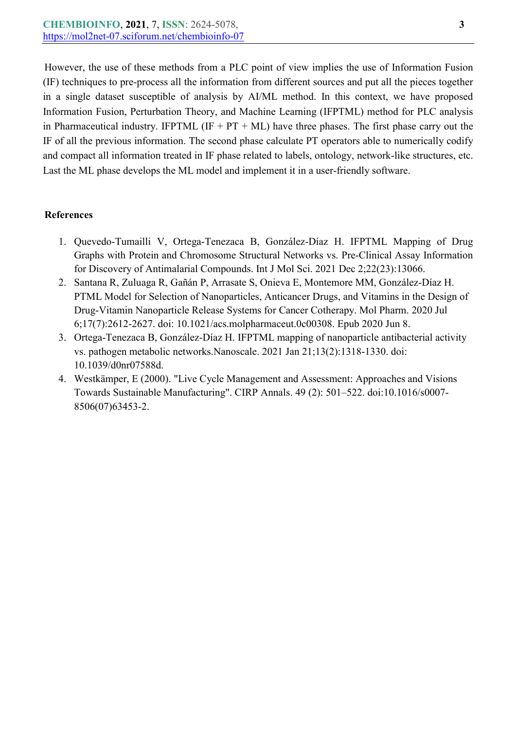However, the use of these methods from a PLC point of view implies the use of Information Fusion (IF) techniques to pre-process all the information from different sources and put all the pieces together in a single dataset susceptible of analysis by AI/ML method. In this context, we have proposed Information Fusion, Perturbation Theory, and Machine Learning (IFPTML) method for PLC analysis in Pharmaceutical industry. IFPTML (IF + PT + ML) have three phases. The first phase carry out the IF of all the previous information. The second phase calculate PT operators able to numerically codify and compact all information treated in IF phase related to labels, ontology, network-like structures, etc. Last the ML phase develops the ML model and implement it in a user-friendly software.

## References

1. Quevedo-Tumailli V, Ortega-Tenezaca B, González-Díaz H. IFPTML Mapping of Drug Graphs with Protein and Chromosome Structural Networks vs. Pre-Clinical Assay Information for Discovery of Antimalarial Compounds. Int J Mol Sci. 2021 Dec 2;22(23):13066.
2. Santana R, Zuluaga R, Gañán P, Arrasate S, Onieva E, Montemore MM, González-Díaz H. PTML Model for Selection of Nanoparticles, Anticancer Drugs, and Vitamins in the Design of Drug-Vitamin Nanoparticle Release Systems for Cancer Cotherapy. Mol Pharm. 2020 Jul 6;17(7):2612-2627. doi: 10.1021/acs.molpharmaceut.0c00308. Epub 2020 Jun 8.
3. Ortega-Tenezaca B, González-Díaz H. IFPTML mapping of nanoparticle antibacterial activity vs. pathogen metabolic networks.Nanoscale. 2021 Jan 21;13(2):1318-1330. doi: 10.1039/d0nr07588d.
4. Westkämper, E (2000). "Live Cycle Management and Assessment: Approaches and Visions Towards Sustainable Manufacturing". CIRP Annals. 49 (2): 501–522. doi:10.1016/s0007-8506(07)63453-2.